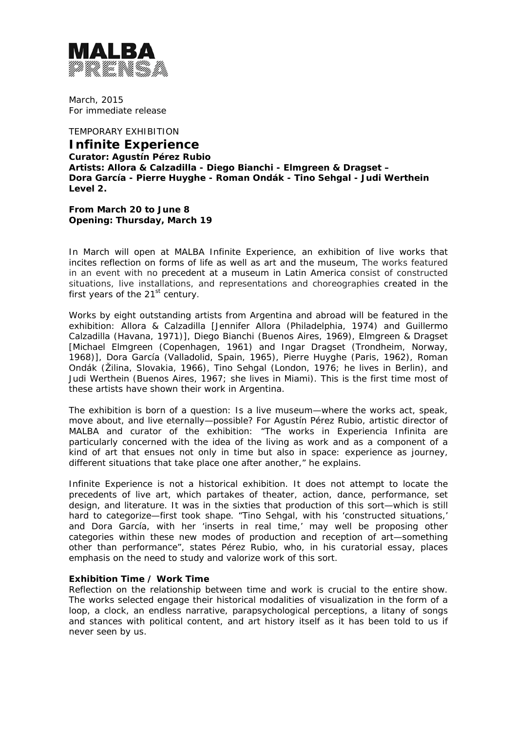MALBA PRENSA

March, 2015
For immediate release

TEMPORARY EXHIBITION

# Infinite Experience

**Curator: Agustín Pérez Rubio**
**Artists: Allora & Calzadilla - Diego Bianchi - Elmgreen & Dragset – Dora García - Pierre Huyghe - Roman Ondák - Tino Sehgal - Judi Werthein**
**Level 2.**

**From March 20 to June 8**
**Opening: Thursday, March 19**

In March will open at MALBA Infinite Experience, an exhibition of live works that incites reflection on forms of life as well as art and the museum, The works featured in an event with no precedent at a museum in Latin America consist of constructed situations, live installations, and representations and choreographies created in the first years of the 21st century.

Works by eight outstanding artists from Argentina and abroad will be featured in the exhibition: Allora & Calzadilla [Jennifer Allora (Philadelphia, 1974) and Guillermo Calzadilla (Havana, 1971)], Diego Bianchi (Buenos Aires, 1969), Elmgreen & Dragset [Michael Elmgreen (Copenhagen, 1961) and Ingar Dragset (Trondheim, Norway, 1968)], Dora García (Valladolid, Spain, 1965), Pierre Huyghe (Paris, 1962), Roman Ondák (Žilina, Slovakia, 1966), Tino Sehgal (London, 1976; he lives in Berlin), and Judi Werthein (Buenos Aires, 1967; she lives in Miami). This is the first time most of these artists have shown their work in Argentina.

The exhibition is born of a question: Is a live museum—where the works act, speak, move about, and live eternally—possible? For Agustín Pérez Rubio, artistic director of MALBA and curator of the exhibition: "The works in Experiencia Infinita are particularly concerned with the idea of the living as work and as a component of a kind of art that ensues not only in time but also in space: experience as journey, different situations that take place one after another," he explains.

Infinite Experience is not a historical exhibition. It does not attempt to locate the precedents of live art, which partakes of theater, action, dance, performance, set design, and literature. It was in the sixties that production of this sort—which is still hard to categorize—first took shape. "Tino Sehgal, with his 'constructed situations,' and Dora García, with her 'inserts in real time,' may well be proposing other categories within these new modes of production and reception of art—something other than performance", states Pérez Rubio, who, in his curatorial essay, places emphasis on the need to study and valorize work of this sort.

### Exhibition Time / Work Time

Reflection on the relationship between time and work is crucial to the entire show. The works selected engage their historical modalities of visualization in the form of a loop, a clock, an endless narrative, parapsychological perceptions, a litany of songs and stances with political content, and art history itself as it has been told to us if never seen by us.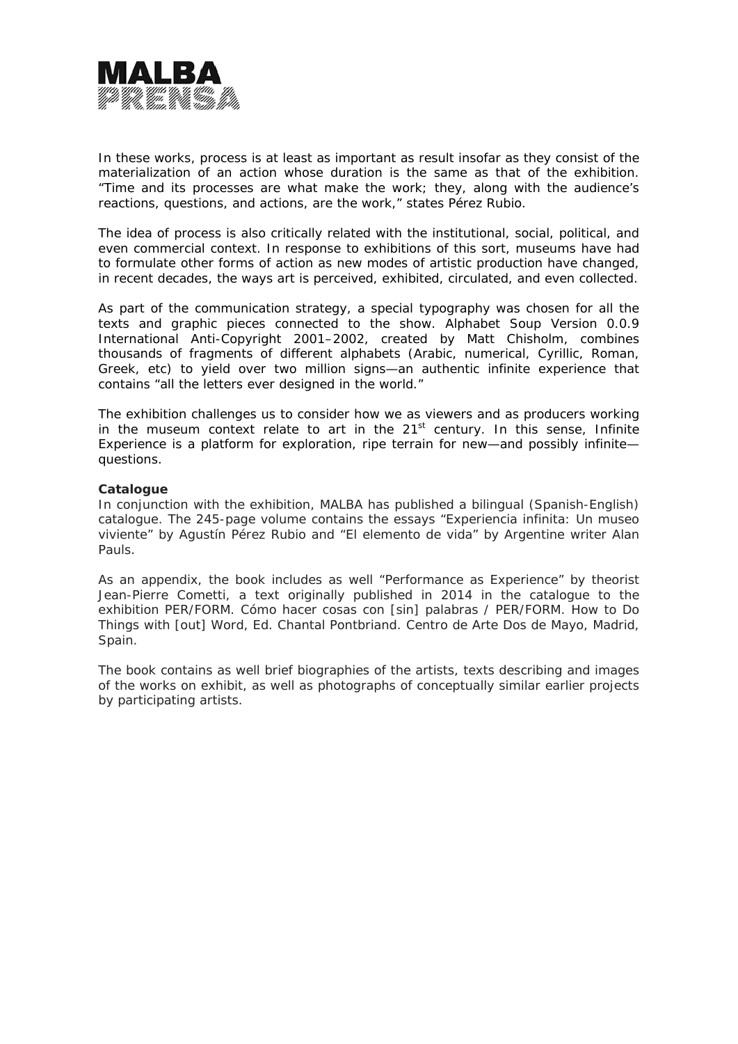In these works, process is at least as important as result insofar as they consist of the materialization of an action whose duration is the same as that of the exhibition. “Time and its processes are what make the work; they, along with the audience’s reactions, questions, and actions, are the work,” states Pérez Rubio.

The idea of process is also critically related with the institutional, social, political, and even commercial context. In response to exhibitions of this sort, museums have had to formulate other forms of action as new modes of artistic production have changed, in recent decades, the ways art is perceived, exhibited, circulated, and even collected.

As part of the communication strategy, a special typography was chosen for all the texts and graphic pieces connected to the show. Alphabet Soup Version 0.0.9 International Anti-Copyright 2001–2002, created by Matt Chisholm, combines thousands of fragments of different alphabets (Arabic, numerical, Cyrillic, Roman, Greek, etc) to yield over two million signs—an authentic infinite experience that contains “all the letters ever designed in the world.”

The exhibition challenges us to consider how we as viewers and as producers working in the museum context relate to art in the 21st century. In this sense, Infinite Experience is a platform for exploration, ripe terrain for new—and possibly infinite—questions.

**Catalogue**
In conjunction with the exhibition, MALBA has published a bilingual (Spanish-English) catalogue. The 245-page volume contains the essays “Experiencia infinita: Un museo viviente” by Agustín Pérez Rubio and “El elemento de vida” by Argentine writer Alan Pauls.

As an appendix, the book includes as well “Performance as Experience” by theorist Jean-Pierre Cometti, a text originally published in 2014 in the catalogue to the exhibition PER/FORM. Cómo hacer cosas con [sin] palabras / PER/FORM. How to Do Things with [out] Word, Ed. Chantal Pontbriand. Centro de Arte Dos de Mayo, Madrid, Spain.

The book contains as well brief biographies of the artists, texts describing and images of the works on exhibit, as well as photographs of conceptually similar earlier projects by participating artists.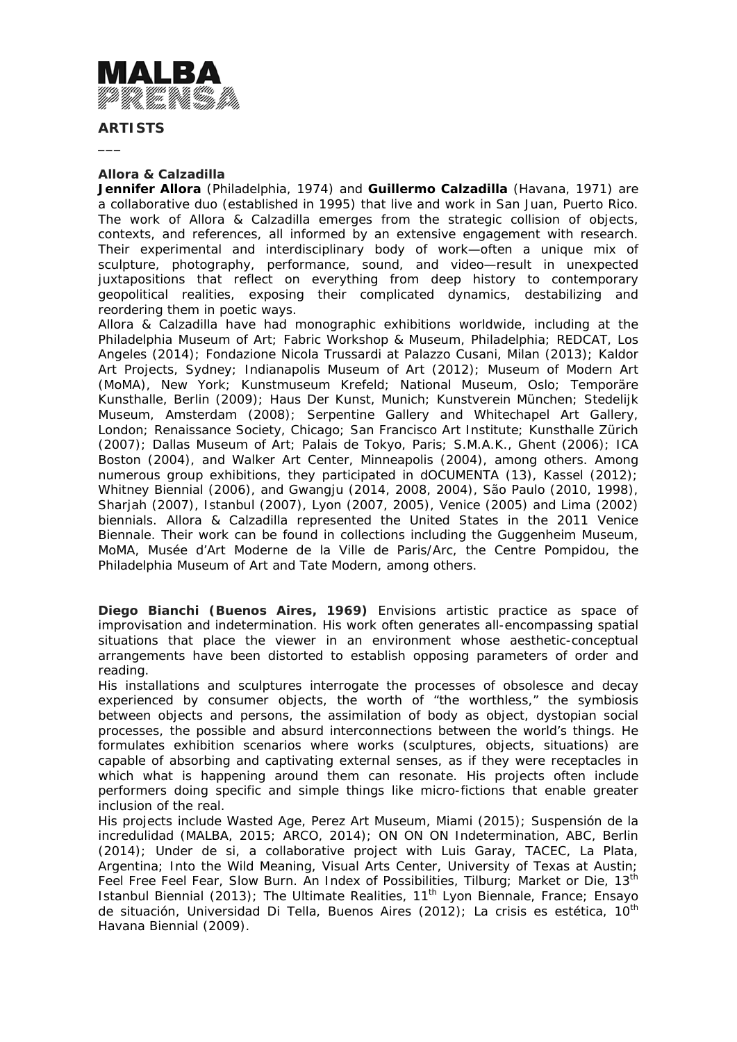**MALBA PRENSA**

## ARTISTS

___

### Allora & Calzadilla

**Jennifer Allora** (Philadelphia, 1974) and **Guillermo Calzadilla** (Havana, 1971) are a collaborative duo (established in 1995) that live and work in San Juan, Puerto Rico. The work of Allora & Calzadilla emerges from the strategic collision of objects, contexts, and references, all informed by an extensive engagement with research. Their experimental and interdisciplinary body of work—often a unique mix of sculpture, photography, performance, sound, and video—result in unexpected juxtapositions that reflect on everything from deep history to contemporary geopolitical realities, exposing their complicated dynamics, destabilizing and reordering them in poetic ways.

Allora & Calzadilla have had monographic exhibitions worldwide, including at the Philadelphia Museum of Art; Fabric Workshop & Museum, Philadelphia; REDCAT, Los Angeles (2014); Fondazione Nicola Trussardi at Palazzo Cusani, Milan (2013); Kaldor Art Projects, Sydney; Indianapolis Museum of Art (2012); Museum of Modern Art (MoMA), New York; Kunstmuseum Krefeld; National Museum, Oslo; Temporäre Kunsthalle, Berlin (2009); Haus Der Kunst, Munich; Kunstverein München; Stedelijk Museum, Amsterdam (2008); Serpentine Gallery and Whitechapel Art Gallery, London; Renaissance Society, Chicago; San Francisco Art Institute; Kunsthalle Zürich (2007); Dallas Museum of Art; Palais de Tokyo, Paris; S.M.A.K., Ghent (2006); ICA Boston (2004), and Walker Art Center, Minneapolis (2004), among others. Among numerous group exhibitions, they participated in dOCUMENTA (13), Kassel (2012); Whitney Biennial (2006), and Gwangju (2014, 2008, 2004), São Paulo (2010, 1998), Sharjah (2007), Istanbul (2007), Lyon (2007, 2005), Venice (2005) and Lima (2002) biennials. Allora & Calzadilla represented the United States in the 2011 Venice Biennale. Their work can be found in collections including the Guggenheim Museum, MoMA, Musée d'Art Moderne de la Ville de Paris/Arc, the Centre Pompidou, the Philadelphia Museum of Art and Tate Modern, among others.

**Diego Bianchi (Buenos Aires, 1969)** Envisions artistic practice as space of improvisation and indetermination. His work often generates all-encompassing spatial situations that place the viewer in an environment whose aesthetic-conceptual arrangements have been distorted to establish opposing parameters of order and reading.

His installations and sculptures interrogate the processes of obsolesce and decay experienced by consumer objects, the worth of "the worthless," the symbiosis between objects and persons, the assimilation of body as object, dystopian social processes, the possible and absurd interconnections between the world's things. He formulates exhibition scenarios where works (sculptures, objects, situations) are capable of absorbing and captivating external senses, as if they were receptacles in which what is happening around them can resonate. His projects often include performers doing specific and simple things like micro-fictions that enable greater inclusion of the real.

His projects include Wasted Age, Perez Art Museum, Miami (2015); Suspensión de la incredulidad (MALBA, 2015; ARCO, 2014); ON ON ON Indetermination, ABC, Berlin (2014); Under de si, a collaborative project with Luis Garay, TACEC, La Plata, Argentina; Into the Wild Meaning, Visual Arts Center, University of Texas at Austin; Feel Free Feel Fear, Slow Burn. An Index of Possibilities, Tilburg; Market or Die, 13th Istanbul Biennial (2013); The Ultimate Realities, 11th Lyon Biennale, France; Ensayo de situación, Universidad Di Tella, Buenos Aires (2012); La crisis es estética, 10th Havana Biennial (2009).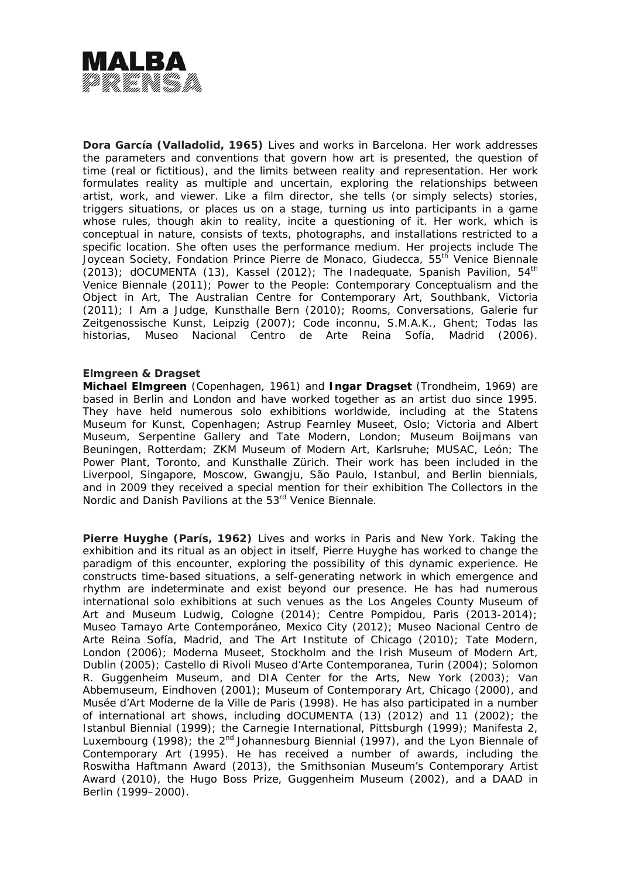**Dora García (Valladolid, 1965)** Lives and works in Barcelona. Her work addresses the parameters and conventions that govern how art is presented, the question of time (real or fictitious), and the limits between reality and representation. Her work formulates reality as multiple and uncertain, exploring the relationships between artist, work, and viewer. Like a film director, she tells (or simply selects) stories, triggers situations, or places us on a stage, turning us into participants in a game whose rules, though akin to reality, incite a questioning of it. Her work, which is conceptual in nature, consists of texts, photographs, and installations restricted to a specific location. She often uses the performance medium. Her projects include The Joycean Society, Fondation Prince Pierre de Monaco, Giudecca, 55th Venice Biennale (2013); dOCUMENTA (13), Kassel (2012); The Inadequate, Spanish Pavilion, 54th Venice Biennale (2011); Power to the People: Contemporary Conceptualism and the Object in Art, The Australian Centre for Contemporary Art, Southbank, Victoria (2011); I Am a Judge, Kunsthalle Bern (2010); Rooms, Conversations, Galerie fur Zeitgenossische Kunst, Leipzig (2007); Code inconnu, S.M.A.K., Ghent; Todas las historias, Museo Nacional Centro de Arte Reina Sofía, Madrid (2006).

**Elmgreen & Dragset**
**Michael Elmgreen** (Copenhagen, 1961) and **Ingar Dragset** (Trondheim, 1969) are based in Berlin and London and have worked together as an artist duo since 1995. They have held numerous solo exhibitions worldwide, including at the Statens Museum for Kunst, Copenhagen; Astrup Fearnley Museet, Oslo; Victoria and Albert Museum, Serpentine Gallery and Tate Modern, London; Museum Boijmans van Beuningen, Rotterdam; ZKM Museum of Modern Art, Karlsruhe; MUSAC, León; The Power Plant, Toronto, and Kunsthalle Zürich. Their work has been included in the Liverpool, Singapore, Moscow, Gwangju, São Paulo, Istanbul, and Berlin biennials, and in 2009 they received a special mention for their exhibition The Collectors in the Nordic and Danish Pavilions at the 53rd Venice Biennale.

**Pierre Huyghe (París, 1962)** Lives and works in Paris and New York. Taking the exhibition and its ritual as an object in itself, Pierre Huyghe has worked to change the paradigm of this encounter, exploring the possibility of this dynamic experience. He constructs time-based situations, a self-generating network in which emergence and rhythm are indeterminate and exist beyond our presence. He has had numerous international solo exhibitions at such venues as the Los Angeles County Museum of Art and Museum Ludwig, Cologne (2014); Centre Pompidou, Paris (2013-2014); Museo Tamayo Arte Contemporáneo, Mexico City (2012); Museo Nacional Centro de Arte Reina Sofía, Madrid, and The Art Institute of Chicago (2010); Tate Modern, London (2006); Moderna Museet, Stockholm and the Irish Museum of Modern Art, Dublin (2005); Castello di Rivoli Museo d'Arte Contemporanea, Turin (2004); Solomon R. Guggenheim Museum, and DIA Center for the Arts, New York (2003); Van Abbemuseum, Eindhoven (2001); Museum of Contemporary Art, Chicago (2000), and Musée d'Art Moderne de la Ville de Paris (1998). He has also participated in a number of international art shows, including dOCUMENTA (13) (2012) and 11 (2002); the Istanbul Biennial (1999); the Carnegie International, Pittsburgh (1999); Manifesta 2, Luxembourg (1998); the 2nd Johannesburg Biennial (1997), and the Lyon Biennale of Contemporary Art (1995). He has received a number of awards, including the Roswitha Haftmann Award (2013), the Smithsonian Museum's Contemporary Artist Award (2010), the Hugo Boss Prize, Guggenheim Museum (2002), and a DAAD in Berlin (1999–2000).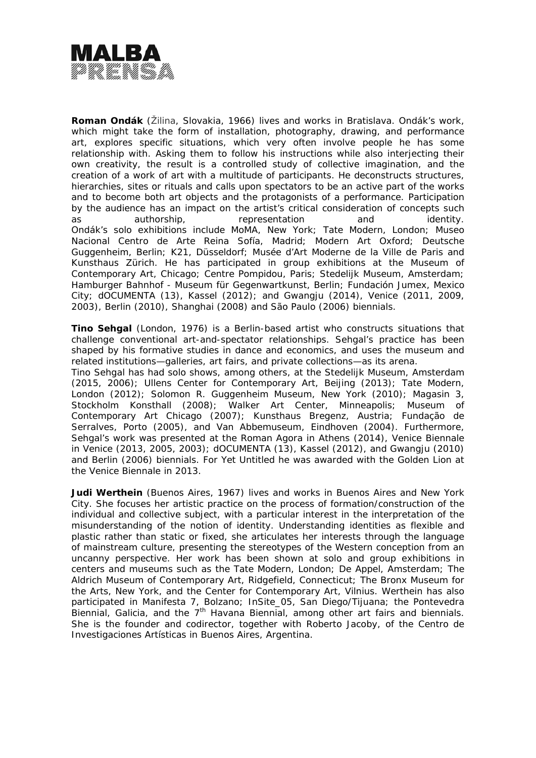**Roman Ondák** (Žilina, Slovakia, 1966) lives and works in Bratislava. Ondák's work, which might take the form of installation, photography, drawing, and performance art, explores specific situations, which very often involve people he has some relationship with. Asking them to follow his instructions while also interjecting their own creativity, the result is a controlled study of collective imagination, and the creation of a work of art with a multitude of participants. He deconstructs structures, hierarchies, sites or rituals and calls upon spectators to be an active part of the works and to become both art objects and the protagonists of a performance. Participation by the audience has an impact on the artist's critical consideration of concepts such as authorship, representation and identity.
Ondák's solo exhibitions include MoMA, New York; Tate Modern, London; Museo Nacional Centro de Arte Reina Sofía, Madrid; Modern Art Oxford; Deutsche Guggenheim, Berlin; K21, Düsseldorf; Musée d'Art Moderne de la Ville de Paris and Kunsthaus Zürich. He has participated in group exhibitions at the Museum of Contemporary Art, Chicago; Centre Pompidou, Paris; Stedelijk Museum, Amsterdam; Hamburger Bahnhof - Museum für Gegenwartkunst, Berlin; Fundación Jumex, Mexico City; dOCUMENTA (13), Kassel (2012); and Gwangju (2014), Venice (2011, 2009, 2003), Berlin (2010), Shanghai (2008) and São Paulo (2006) biennials.

**Tino Sehgal** (London, 1976) is a Berlin-based artist who constructs situations that challenge conventional art-and-spectator relationships. Sehgal's practice has been shaped by his formative studies in dance and economics, and uses the museum and related institutions—galleries, art fairs, and private collections—as its arena.
Tino Sehgal has had solo shows, among others, at the Stedelijk Museum, Amsterdam (2015, 2006); Ullens Center for Contemporary Art, Beijing (2013); Tate Modern, London (2012); Solomon R. Guggenheim Museum, New York (2010); Magasin 3, Stockholm Konsthall (2008); Walker Art Center, Minneapolis; Museum of Contemporary Art Chicago (2007); Kunsthaus Bregenz, Austria; Fundação de Serralves, Porto (2005), and Van Abbemuseum, Eindhoven (2004). Furthermore, Sehgal's work was presented at the Roman Agora in Athens (2014), Venice Biennale in Venice (2013, 2005, 2003); dOCUMENTA (13), Kassel (2012), and Gwangju (2010) and Berlin (2006) biennials. For Yet Untitled he was awarded with the Golden Lion at the Venice Biennale in 2013.

**Judi Werthein** (Buenos Aires, 1967) lives and works in Buenos Aires and New York City. She focuses her artistic practice on the process of formation/construction of the individual and collective subject, with a particular interest in the interpretation of the misunderstanding of the notion of identity. Understanding identities as flexible and plastic rather than static or fixed, she articulates her interests through the language of mainstream culture, presenting the stereotypes of the Western conception from an uncanny perspective. Her work has been shown at solo and group exhibitions in centers and museums such as the Tate Modern, London; De Appel, Amsterdam; The Aldrich Museum of Contemporary Art, Ridgefield, Connecticut; The Bronx Museum for the Arts, New York, and the Center for Contemporary Art, Vilnius. Werthein has also participated in Manifesta 7, Bolzano; InSite_05, San Diego/Tijuana; the Pontevedra Biennial, Galicia, and the 7th Havana Biennial, among other art fairs and biennials. She is the founder and codirector, together with Roberto Jacoby, of the Centro de Investigaciones Artísticas in Buenos Aires, Argentina.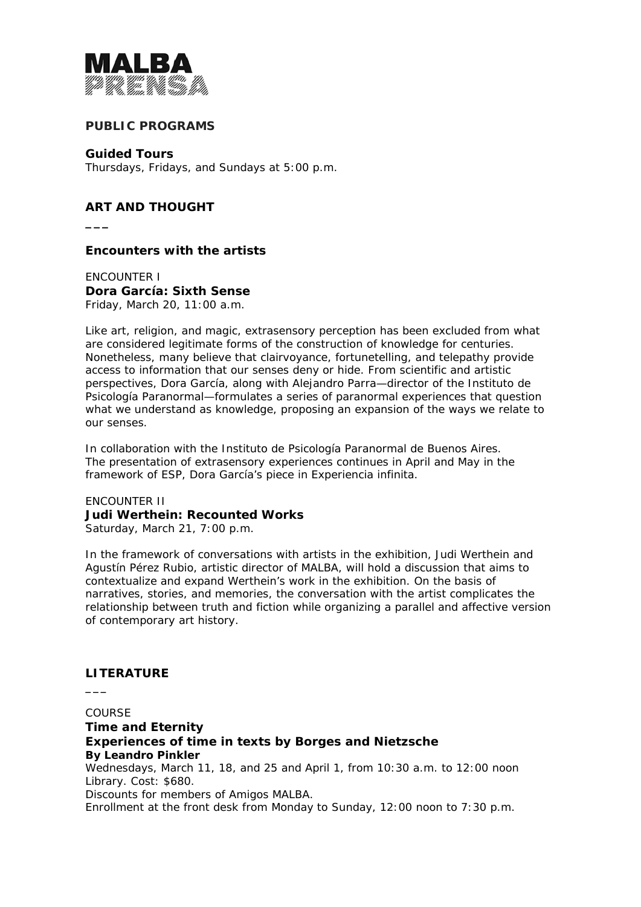MALBA PRENSA

## PUBLIC PROGRAMS

**Guided Tours**
Thursdays, Fridays, and Sundays at 5:00 p.m.

## ART AND THOUGHT

___

### Encounters with the artists

ENCOUNTER I
**Dora García: Sixth Sense**
Friday, March 20, 11:00 a.m.

Like art, religion, and magic, extrasensory perception has been excluded from what are considered legitimate forms of the construction of knowledge for centuries. Nonetheless, many believe that clairvoyance, fortunetelling, and telepathy provide access to information that our senses deny or hide. From scientific and artistic perspectives, Dora García, along with Alejandro Parra—director of the Instituto de Psicología Paranormal—formulates a series of paranormal experiences that question what we understand as knowledge, proposing an expansion of the ways we relate to our senses.

In collaboration with the Instituto de Psicología Paranormal de Buenos Aires.
The presentation of extrasensory experiences continues in April and May in the framework of ESP, Dora García's piece in Experiencia infinita.

ENCOUNTER II
**Judi Werthein: Recounted Works**
Saturday, March 21, 7:00 p.m.

In the framework of conversations with artists in the exhibition, Judi Werthein and Agustín Pérez Rubio, artistic director of MALBA, will hold a discussion that aims to contextualize and expand Werthein's work in the exhibition. On the basis of narratives, stories, and memories, the conversation with the artist complicates the relationship between truth and fiction while organizing a parallel and affective version of contemporary art history.

## LITERATURE

___

COURSE
**Time and Eternity**
**Experiences of time in texts by Borges and Nietzsche**
**By Leandro Pinkler**
Wednesdays, March 11, 18, and 25 and April 1, from 10:30 a.m. to 12:00 noon
Library. Cost: $680.
Discounts for members of Amigos MALBA.
Enrollment at the front desk from Monday to Sunday, 12:00 noon to 7:30 p.m.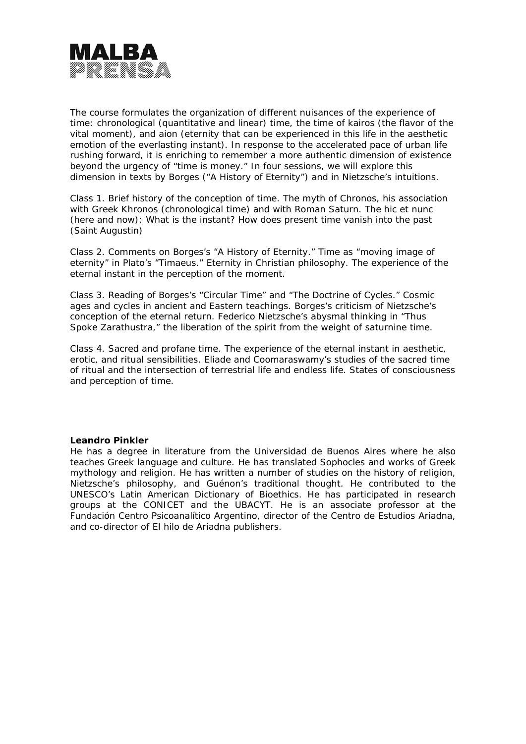The course formulates the organization of different nuisances of the experience of time: chronological (quantitative and linear) time, the time of kairos (the flavor of the vital moment), and aion (eternity that can be experienced in this life in the aesthetic emotion of the everlasting instant). In response to the accelerated pace of urban life rushing forward, it is enriching to remember a more authentic dimension of existence beyond the urgency of "time is money." In four sessions, we will explore this dimension in texts by Borges ("A History of Eternity") and in Nietzsche's intuitions.

Class 1. Brief history of the conception of time. The myth of Chronos, his association with Greek Khronos (chronological time) and with Roman Saturn. The hic et nunc (here and now): What is the instant? How does present time vanish into the past (Saint Augustin)

Class 2. Comments on Borges's "A History of Eternity." Time as "moving image of eternity" in Plato's "Timaeus." Eternity in Christian philosophy. The experience of the eternal instant in the perception of the moment.

Class 3. Reading of Borges's "Circular Time" and "The Doctrine of Cycles." Cosmic ages and cycles in ancient and Eastern teachings. Borges's criticism of Nietzsche's conception of the eternal return. Federico Nietzsche's abysmal thinking in "Thus Spoke Zarathustra," the liberation of the spirit from the weight of saturnine time.

Class 4. Sacred and profane time. The experience of the eternal instant in aesthetic, erotic, and ritual sensibilities. Eliade and Coomaraswamy's studies of the sacred time of ritual and the intersection of terrestrial life and endless life. States of consciousness and perception of time.

**Leandro Pinkler**
He has a degree in literature from the Universidad de Buenos Aires where he also teaches Greek language and culture. He has translated Sophocles and works of Greek mythology and religion. He has written a number of studies on the history of religion, Nietzsche's philosophy, and Guénon's traditional thought. He contributed to the UNESCO's Latin American Dictionary of Bioethics. He has participated in research groups at the CONICET and the UBACYT. He is an associate professor at the Fundación Centro Psicoanalítico Argentino, director of the Centro de Estudios Ariadna, and co-director of El hilo de Ariadna publishers.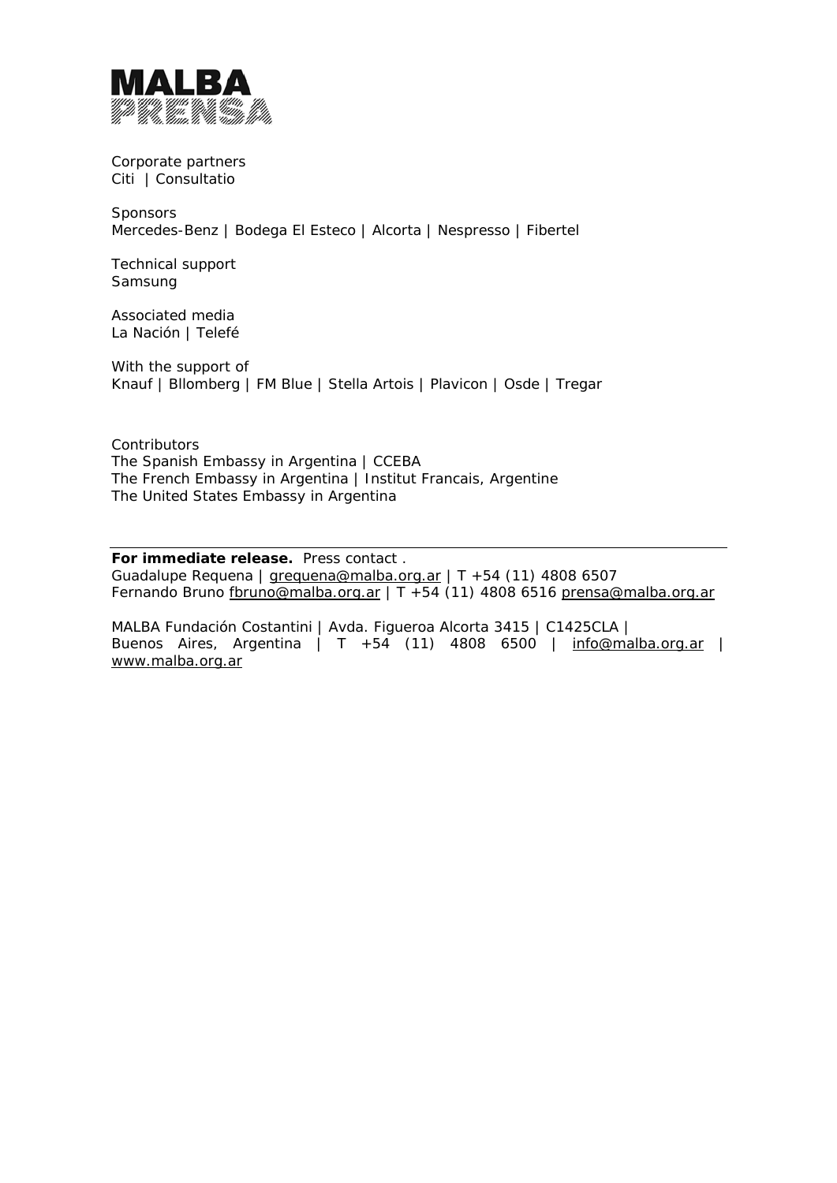**MALBA PRENSA**

Corporate partners
Citi | Consultatio

Sponsors
Mercedes-Benz | Bodega El Esteco | Alcorta | Nespresso | Fibertel

Technical support
Samsung

Associated media
La Nación | Telefé

With the support of
Knauf | Bllomberg | FM Blue | Stella Artois | Plavicon | Osde | Tregar

Contributors
The Spanish Embassy in Argentina | CCEBA
The French Embassy in Argentina | Institut Francais, Argentine
The United States Embassy in Argentina

---

**For immediate release.** Press contact .
Guadalupe Requena | grequena@malba.org.ar | T +54 (11) 4808 6507
Fernando Bruno fbruno@malba.org.ar | T +54 (11) 4808 6516 prensa@malba.org.ar

MALBA Fundación Costantini | Avda. Figueroa Alcorta 3415 | C1425CLA | Buenos Aires, Argentina | T +54 (11) 4808 6500 | info@malba.org.ar | www.malba.org.ar